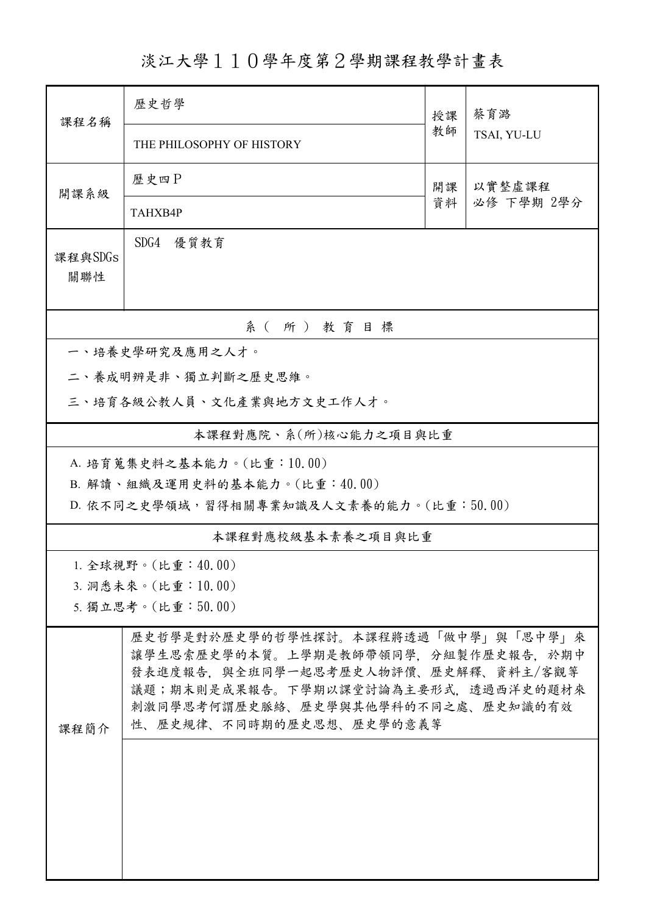# 淡江大學１１０學年度第２學期課程教學計畫表

| 課程名稱 | 歷史哲學 | 授課教師 | 蔡育潞 |
| --- | --- | --- | --- |
| | THE PHILOSOPHY OF HISTORY | | TSAI, YU-LU |
| 開課系級 | 歷史四Ｐ | 開課資料 | 以實整虛課程<br>必修 下學期 2學分 |
| | TAHXB4P | | |
| 課程與SDGs關聯性 | SDG4　優質教育 | | |

## 系（所）教育目標

一、培養史學研究及應用之人才。

二、養成明辨是非、獨立判斷之歷史思維。

三、培育各級公教人員、文化產業與地方文史工作人才。

## 本課程對應院、系(所)核心能力之項目與比重

A. 培育蒐集史料之基本能力。(比重：10.00)

B. 解讀、組織及運用史料的基本能力。(比重：40.00)

D. 依不同之史學領域，習得相關專業知識及人文素養的能力。(比重：50.00)

## 本課程對應校級基本素養之項目與比重

1. 全球視野。(比重：40.00)

3. 洞悉未來。(比重：10.00)

5. 獨立思考。(比重：50.00)

## 課程簡介

歷史哲學是對於歷史學的哲學性探討。本課程將透過「做中學」與「思中學」來讓學生思索歷史學的本質。上學期是教師帶領同學，分組製作歷史報告，於期中發表進度報告，與全班同學一起思考歷史人物評價、歷史解釋、資料主/客觀等議題；期末則是成果報告。下學期以課堂討論為主要形式，透過西洋史的題材來刺激同學思考何謂歷史脈絡、歷史學與其他學科的不同之處、歷史知識的有效性、歷史規律、不同時期的歷史思想、歷史學的意義等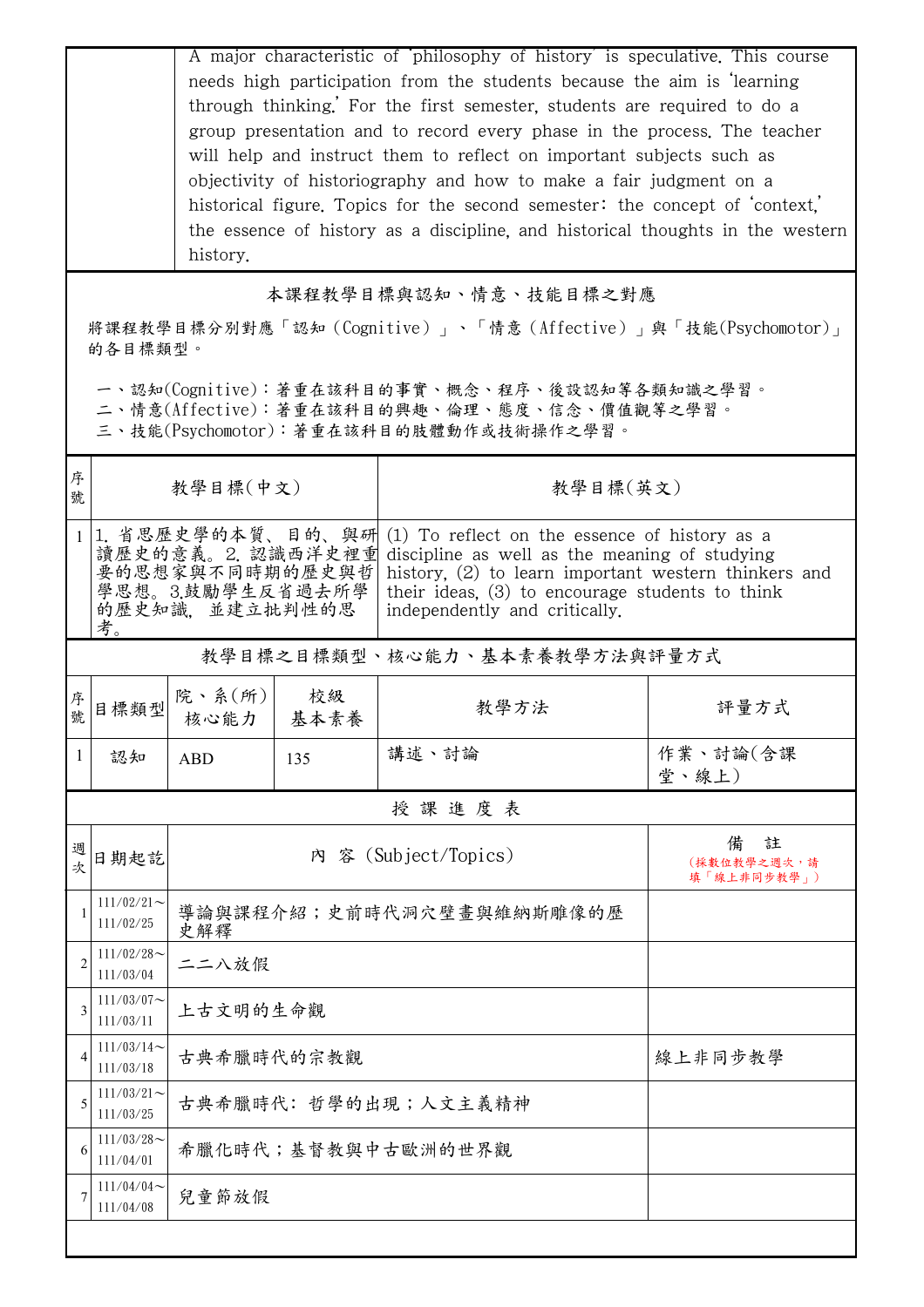| | A major characteristic of 'philosophy of history' is speculative. This course needs high participation from the students because the aim is 'learning through thinking.' For the first semester, students are required to do a group presentation and to record every phase in the process. The teacher will help and instruct them to reflect on important subjects such as objectivity of historiography and how to make a fair judgment on a historical figure. Topics for the second semester: the concept of 'context,' the essence of history as a discipline, and historical thoughts in the western history. |
|---|---|

## 本課程教學目標與認知、情意、技能目標之對應

將課程教學目標分別對應「認知（Cognitive）」、「情意（Affective）」與「技能(Psychomotor)」的各目標類型。

一、認知(Cognitive)：著重在該科目的事實、概念、程序、後設認知等各類知識之學習。
二、情意(Affective)：著重在該科目的興趣、倫理、態度、信念、價值觀等之學習。
三、技能(Psychomotor)：著重在該科目的肢體動作或技術操作之學習。

| 序號 | 教學目標(中文) | 教學目標(英文) |
|---|---|---|
| 1 | 1. 省思歷史學的本質、目的、與研讀歷史的意義。2. 認識西洋史裡重要的思想家與不同時期的歷史與哲學思想。3.鼓勵學生反省過去所學的歷史知識，並建立批判性的思考。 | (1) To reflect on the essence of history as a discipline as well as the meaning of studying history, (2) to learn important western thinkers and their ideas, (3) to encourage students to think independently and critically. |

## 教學目標之目標類型、核心能力、基本素養教學方法與評量方式

| 序號 | 目標類型 | 院、系(所)核心能力 | 校級基本素養 | 教學方法 | 評量方式 |
|---|---|---|---|---|---|
| 1 | 認知 | ABD | 135 | 講述、討論 | 作業、討論(含課堂、線上) |

## 授 課 進 度 表

| 週次 | 日期起訖 | 內 容（Subject/Topics） | 備 註（採數位教學之週次，請填「線上非同步教學」） |
|---|---|---|---|
| 1 | 111/02/21～111/02/25 | 導論與課程介紹；史前時代洞穴壁畫與維納斯雕像的歷史解釋 | |
| 2 | 111/02/28～111/03/04 | 二二八放假 | |
| 3 | 111/03/07～111/03/11 | 上古文明的生命觀 | |
| 4 | 111/03/14～111/03/18 | 古典希臘時代的宗教觀 | 線上非同步教學 |
| 5 | 111/03/21～111/03/25 | 古典希臘時代：哲學的出現；人文主義精神 | |
| 6 | 111/03/28～111/04/01 | 希臘化時代；基督教與中古歐洲的世界觀 | |
| 7 | 111/04/04～111/04/08 | 兒童節放假 | |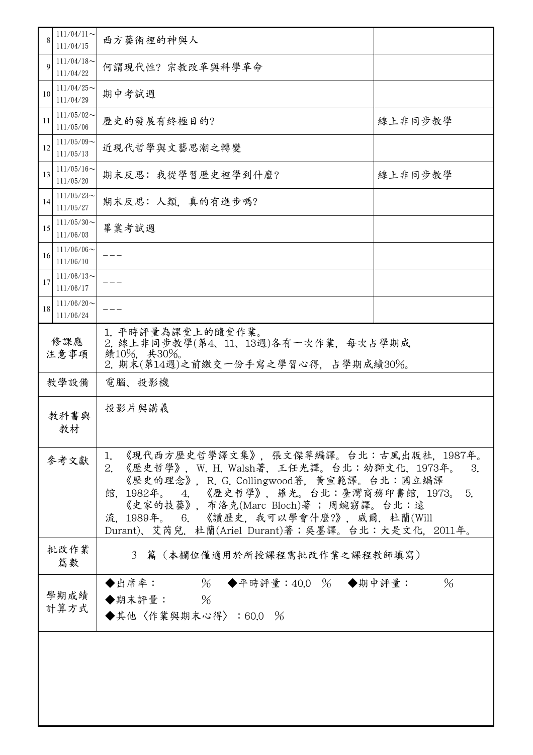| 8 | 111/04/11～111/04/15 | 西方藝術裡的神與人 | |
|---|---|---|---|
| 9 | 111/04/18～111/04/22 | 何謂現代性? 宗教改革與科學革命 | |
| 10 | 111/04/25～111/04/29 | 期中考試週 | |
| 11 | 111/05/02～111/05/06 | 歷史的發展有終極目的? | 線上非同步教學 |
| 12 | 111/05/09～111/05/13 | 近現代哲學與文藝思潮之轉變 | |
| 13 | 111/05/16～111/05/20 | 期末反思：我從學習歷史裡學到什麼? | 線上非同步教學 |
| 14 | 111/05/23～111/05/27 | 期末反思：人類，真的有進步嗎? | |
| 15 | 111/05/30～111/06/03 | 畢業考試週 | |
| 16 | 111/06/06～111/06/10 | --- | |
| 17 | 111/06/13～111/06/17 | --- | |
| 18 | 111/06/20～111/06/24 | --- | |

| 項目 | 內容 |
|---|---|
| 修課應注意事項 | 1. 平時評量為課堂上的隨堂作業。<br>2. 線上非同步教學(第4、11、13週)各有一次作業，每次占學期成績10%，共30%。<br>2. 期末(第14週)之前繳交一份手寫之學習心得，占學期成績30%。 |
| 教學設備 | 電腦、投影機 |
| 教科書與教材 | 投影片與講義 |
| 參考文獻 | 1. 《現代西方歷史哲學譯文集》，張文傑等編譯。台北：古風出版社，1987年。 2. 《歷史哲學》，W. H. Walsh著，王任光譯。台北：幼獅文化，1973年。 3. 《歷史的理念》，R. G. Collingwood著，黃宣範譯。台北：國立編譯館，1982年。 4. 《歷史哲學》，羅光。台北：臺灣商務印書館，1973。 5. 《史家的技藝》，布洛克(Marc Bloch)著；周婉窈譯。台北：遠流，1989年。 6. 《讀歷史，我可以學會什麼?》，威爾．杜蘭(Will Durant)、艾芮兒．杜蘭(Ariel Durant)著；吳墨譯。台北：大是文化，2011年。 |
| 批改作業篇數 | 3 篇（本欄位僅適用於所授課程需批改作業之課程教師填寫） |
| 學期成績計算方式 | ◆出席率： %　◆平時評量：40.0 %　◆期中評量： %<br>◆期末評量： %<br>◆其他〈作業與期末心得〉：60.0 % |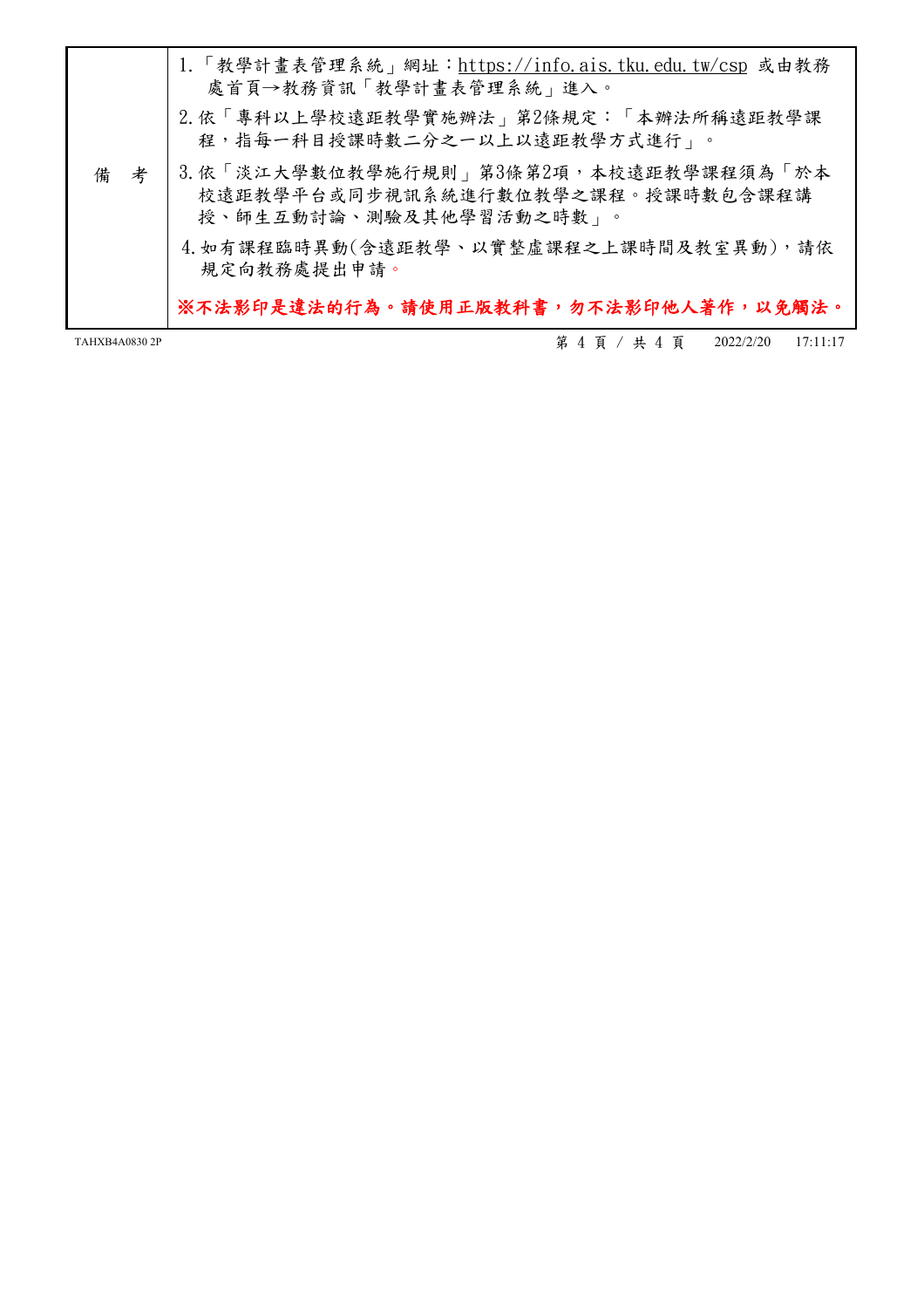| | |
|---|---|
| 備　考 | 1.「教學計畫表管理系統」網址：https://info.ais.tku.edu.tw/csp 或由教務處首頁→教務資訊「教學計畫表管理系統」進入。<br>2.依「專科以上學校遠距教學實施辦法」第2條規定：「本辦法所稱遠距教學課程，指每一科目授課時數二分之一以上以遠距教學方式進行」。<br>3.依「淡江大學數位教學施行規則」第3條第2項，本校遠距教學課程須為「於本校遠距教學平台或同步視訊系統進行數位教學之課程。授課時數包含課程講授、師生互動討論、測驗及其他學習活動之時數」。<br>4.如有課程臨時異動(含遠距教學、以實整虛課程之上課時間及教室異動)，請依規定向教務處提出申請。<br>**※不法影印是違法的行為。請使用正版教科書，勿不法影印他人著作，以免觸法。** |

TAHXB4A0830 2P　2022/2/20　17:11:17